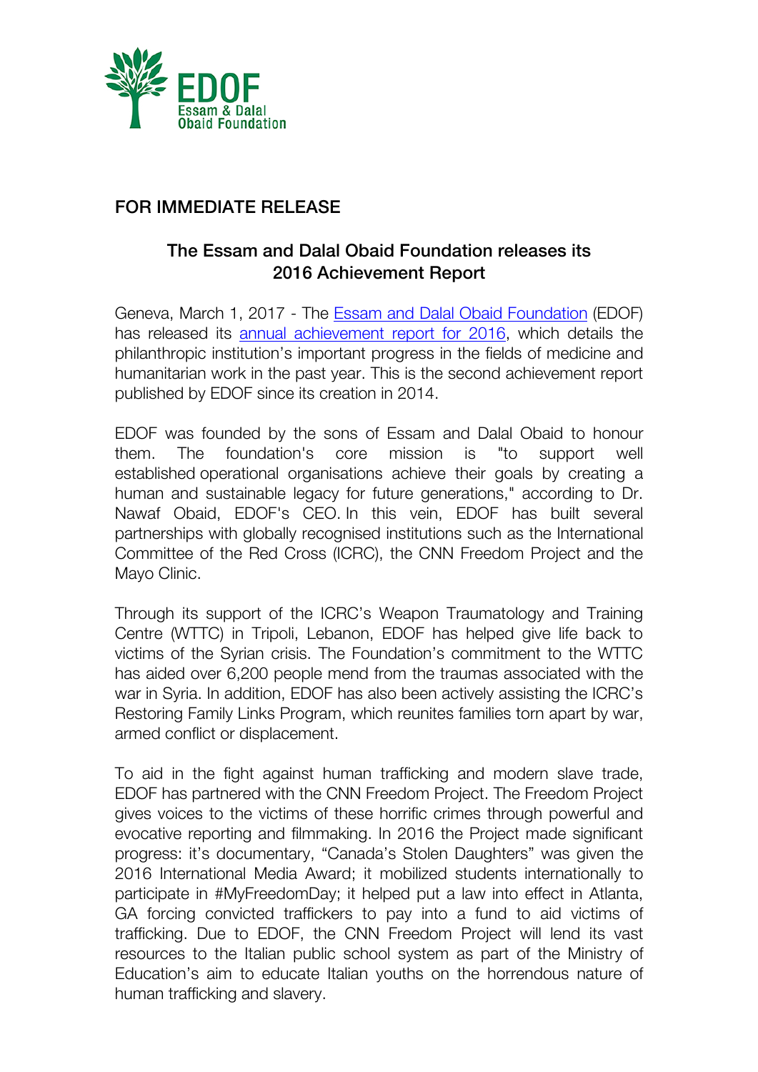EDOF
Essam & Dalal Obaid Foundation

FOR IMMEDIATE RELEASE

## The Essam and Dalal Obaid Foundation releases its 2016 Achievement Report

Geneva, March 1, 2017 - The Essam and Dalal Obaid Foundation (EDOF) has released its annual achievement report for 2016, which details the philanthropic institution's important progress in the fields of medicine and humanitarian work in the past year. This is the second achievement report published by EDOF since its creation in 2014.

EDOF was founded by the sons of Essam and Dalal Obaid to honour them. The foundation's core mission is "to support well established operational organisations achieve their goals by creating a human and sustainable legacy for future generations," according to Dr. Nawaf Obaid, EDOF's CEO. In this vein, EDOF has built several partnerships with globally recognised institutions such as the International Committee of the Red Cross (ICRC), the CNN Freedom Project and the Mayo Clinic.

Through its support of the ICRC's Weapon Traumatology and Training Centre (WTTC) in Tripoli, Lebanon, EDOF has helped give life back to victims of the Syrian crisis. The Foundation's commitment to the WTTC has aided over 6,200 people mend from the traumas associated with the war in Syria. In addition, EDOF has also been actively assisting the ICRC's Restoring Family Links Program, which reunites families torn apart by war, armed conflict or displacement.

To aid in the fight against human trafficking and modern slave trade, EDOF has partnered with the CNN Freedom Project. The Freedom Project gives voices to the victims of these horrific crimes through powerful and evocative reporting and filmmaking. In 2016 the Project made significant progress: it's documentary, "Canada's Stolen Daughters" was given the 2016 International Media Award; it mobilized students internationally to participate in #MyFreedomDay; it helped put a law into effect in Atlanta, GA forcing convicted traffickers to pay into a fund to aid victims of trafficking. Due to EDOF, the CNN Freedom Project will lend its vast resources to the Italian public school system as part of the Ministry of Education's aim to educate Italian youths on the horrendous nature of human trafficking and slavery.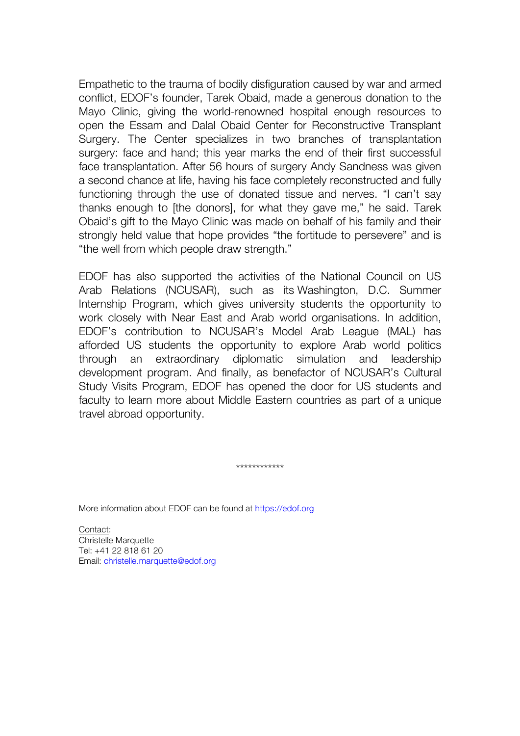Empathetic to the trauma of bodily disfiguration caused by war and armed conflict, EDOF's founder, Tarek Obaid, made a generous donation to the Mayo Clinic, giving the world-renowned hospital enough resources to open the Essam and Dalal Obaid Center for Reconstructive Transplant Surgery. The Center specializes in two branches of transplantation surgery: face and hand; this year marks the end of their first successful face transplantation. After 56 hours of surgery Andy Sandness was given a second chance at life, having his face completely reconstructed and fully functioning through the use of donated tissue and nerves. "I can't say thanks enough to [the donors], for what they gave me," he said. Tarek Obaid's gift to the Mayo Clinic was made on behalf of his family and their strongly held value that hope provides "the fortitude to persevere" and is "the well from which people draw strength."

EDOF has also supported the activities of the National Council on US Arab Relations (NCUSAR), such as its Washington, D.C. Summer Internship Program, which gives university students the opportunity to work closely with Near East and Arab world organisations. In addition, EDOF's contribution to NCUSAR's Model Arab League (MAL) has afforded US students the opportunity to explore Arab world politics through an extraordinary diplomatic simulation and leadership development program. And finally, as benefactor of NCUSAR's Cultural Study Visits Program, EDOF has opened the door for US students and faculty to learn more about Middle Eastern countries as part of a unique travel abroad opportunity.

************

More information about EDOF can be found at https://edof.org

Contact:
Christelle Marquette
Tel: +41 22 818 61 20
Email: christelle.marquette@edof.org